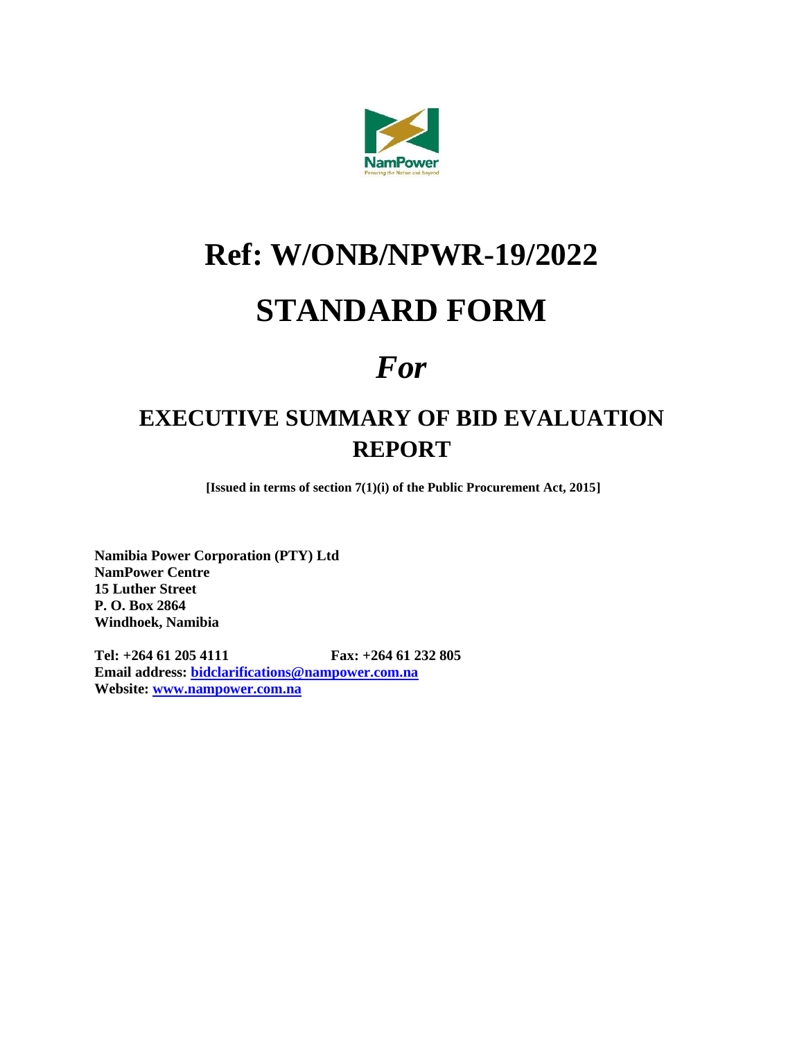# Ref: W/ONB/NPWR-19/2022

# STANDARD FORM

# *For*

## EXECUTIVE SUMMARY OF BID EVALUATION REPORT

**[Issued in terms of section 7(1)(i) of the Public Procurement Act, 2015]**

**Namibia Power Corporation (PTY) Ltd**
**NamPower Centre**
**15 Luther Street**
**P. O. Box 2864**
**Windhoek, Namibia**

**Tel: +264 61 205 4111** **Fax: +264 61 232 805**
**Email address: bidclarifications@nampower.com.na**
**Website: www.nampower.com.na**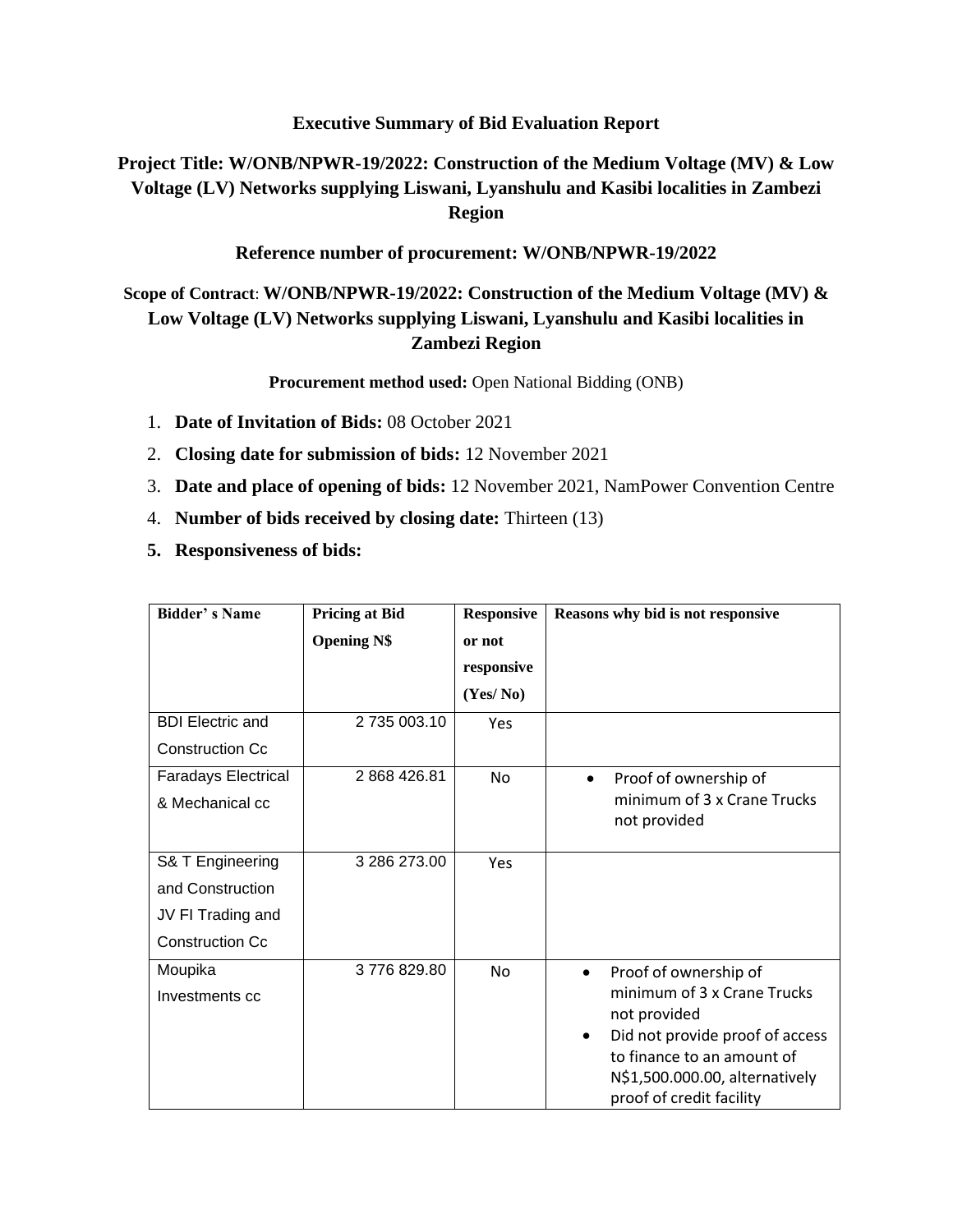**Executive Summary of Bid Evaluation Report**

**Project Title: W/ONB/NPWR-19/2022: Construction of the Medium Voltage (MV) & Low Voltage (LV) Networks supplying Liswani, Lyanshulu and Kasibi localities in Zambezi Region**

**Reference number of procurement: W/ONB/NPWR-19/2022**

**Scope of Contract**: **W/ONB/NPWR-19/2022: Construction of the Medium Voltage (MV) & Low Voltage (LV) Networks supplying Liswani, Lyanshulu and Kasibi localities in Zambezi Region**

**Procurement method used:** Open National Bidding (ONB)

1. **Date of Invitation of Bids:** 08 October 2021
2. **Closing date for submission of bids:** 12 November 2021
3. **Date and place of opening of bids:** 12 November 2021, NamPower Convention Centre
4. **Number of bids received by closing date:** Thirteen (13)
5. **Responsiveness of bids:**

| Bidder' s Name | Pricing at Bid Opening N$ | Responsive or not responsive (Yes/ No) | Reasons why bid is not responsive |
|---|---|---|---|
| BDI Electric and Construction Cc | 2 735 003.10 | Yes | |
| Faradays Electrical & Mechanical cc | 2 868 426.81 | No | • Proof of ownership of minimum of 3 x Crane Trucks not provided |
| S& T Engineering and Construction JV FI Trading and Construction Cc | 3 286 273.00 | Yes | |
| Moupika Investments cc | 3 776 829.80 | No | • Proof of ownership of minimum of 3 x Crane Trucks not provided<br>• Did not provide proof of access to finance to an amount of N$1,500.000.00, alternatively proof of credit facility |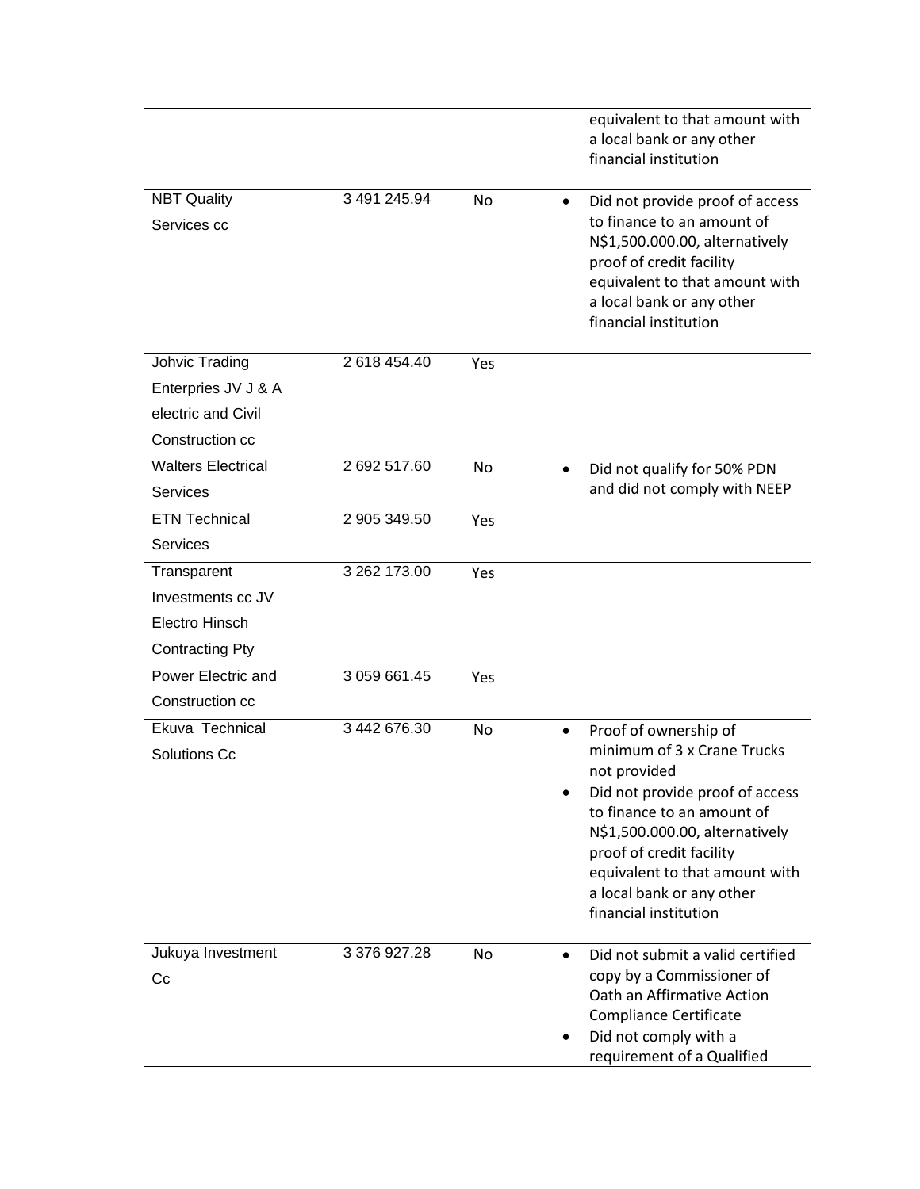| | | | |
|---|---|---|---|
| | | | equivalent to that amount with a local bank or any other financial institution |
| NBT Quality Services cc | 3 491 245.94 | No | • Did not provide proof of access to finance to an amount of N$1,500.000.00, alternatively proof of credit facility equivalent to that amount with a local bank or any other financial institution |
| Johvic Trading Enterpries JV J & A electric and Civil Construction cc | 2 618 454.40 | Yes | |
| Walters Electrical Services | 2 692 517.60 | No | • Did not qualify for 50% PDN and did not comply with NEEP |
| ETN Technical Services | 2 905 349.50 | Yes | |
| Transparent Investments cc JV Electro Hinsch Contracting Pty | 3 262 173.00 | Yes | |
| Power Electric and Construction cc | 3 059 661.45 | Yes | |
| Ekuva Technical Solutions Cc | 3 442 676.30 | No | • Proof of ownership of minimum of 3 x Crane Trucks not provided<br>• Did not provide proof of access to finance to an amount of N$1,500.000.00, alternatively proof of credit facility equivalent to that amount with a local bank or any other financial institution |
| Jukuya Investment Cc | 3 376 927.28 | No | • Did not submit a valid certified copy by a Commissioner of Oath an Affirmative Action Compliance Certificate<br>• Did not comply with a requirement of a Qualified |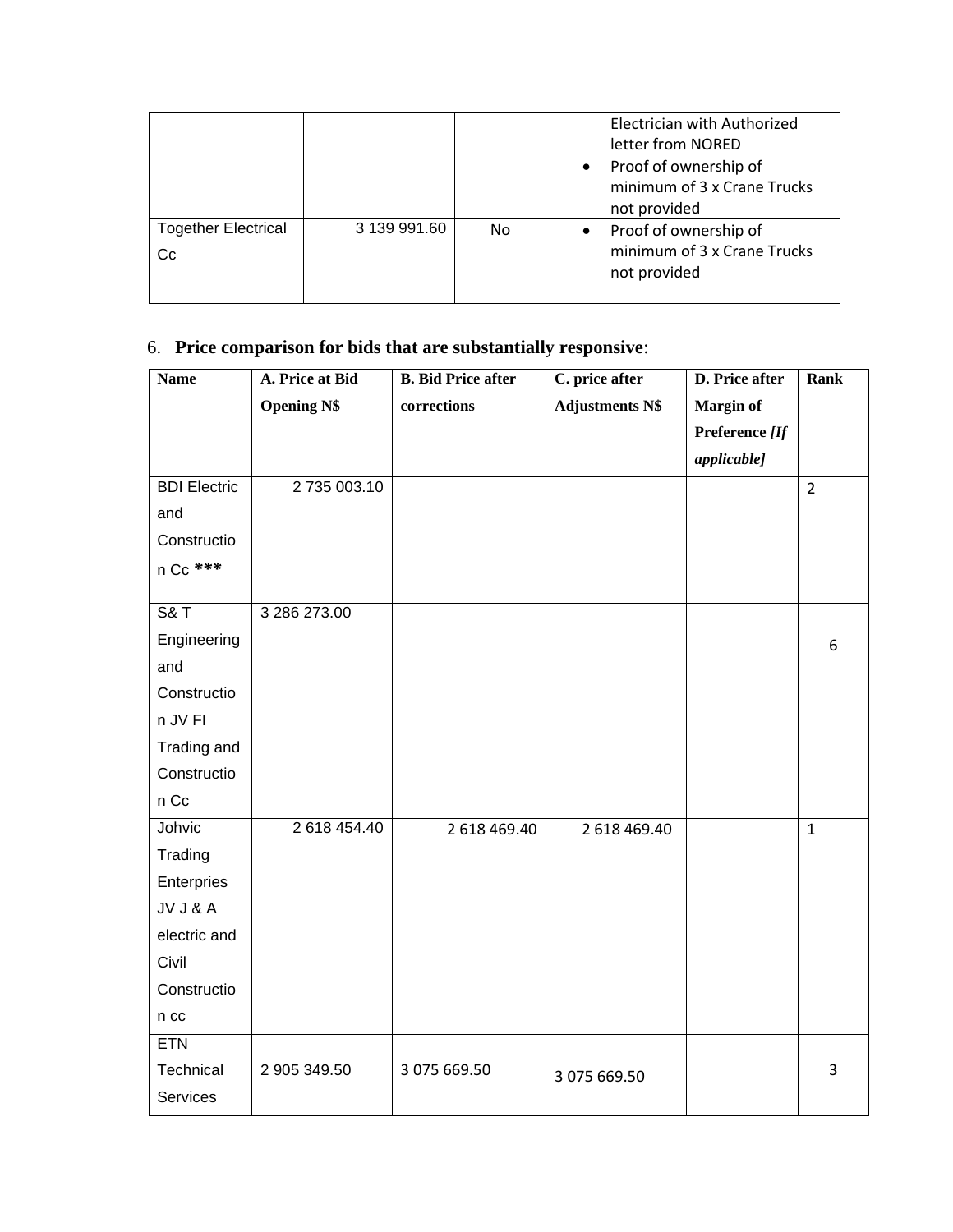| | | | Electrician with Authorized letter from NORED<br>• Proof of ownership of minimum of 3 x Crane Trucks not provided |
|---|---|---|---|
| Together Electrical Cc | 3 139 991.60 | No | • Proof of ownership of minimum of 3 x Crane Trucks not provided |

6. **Price comparison for bids that are substantially responsive**:

| Name | A. Price at Bid Opening N$ | B. Bid Price after corrections | C. price after Adjustments N$ | D. Price after Margin of Preference *[If applicable]* | Rank |
|---|---|---|---|---|---|
| BDI Electric and Construction Cc *** | 2 735 003.10 | | | | 2 |
| S& T Engineering and Construction JV FI Trading and Construction Cc | 3 286 273.00 | | | | 6 |
| Johvic Trading Enterprises JV J & A electric and Civil Construction cc | 2 618 454.40 | 2 618 469.40 | 2 618 469.40 | | 1 |
| ETN Technical Services | 2 905 349.50 | 3 075 669.50 | 3 075 669.50 | | 3 |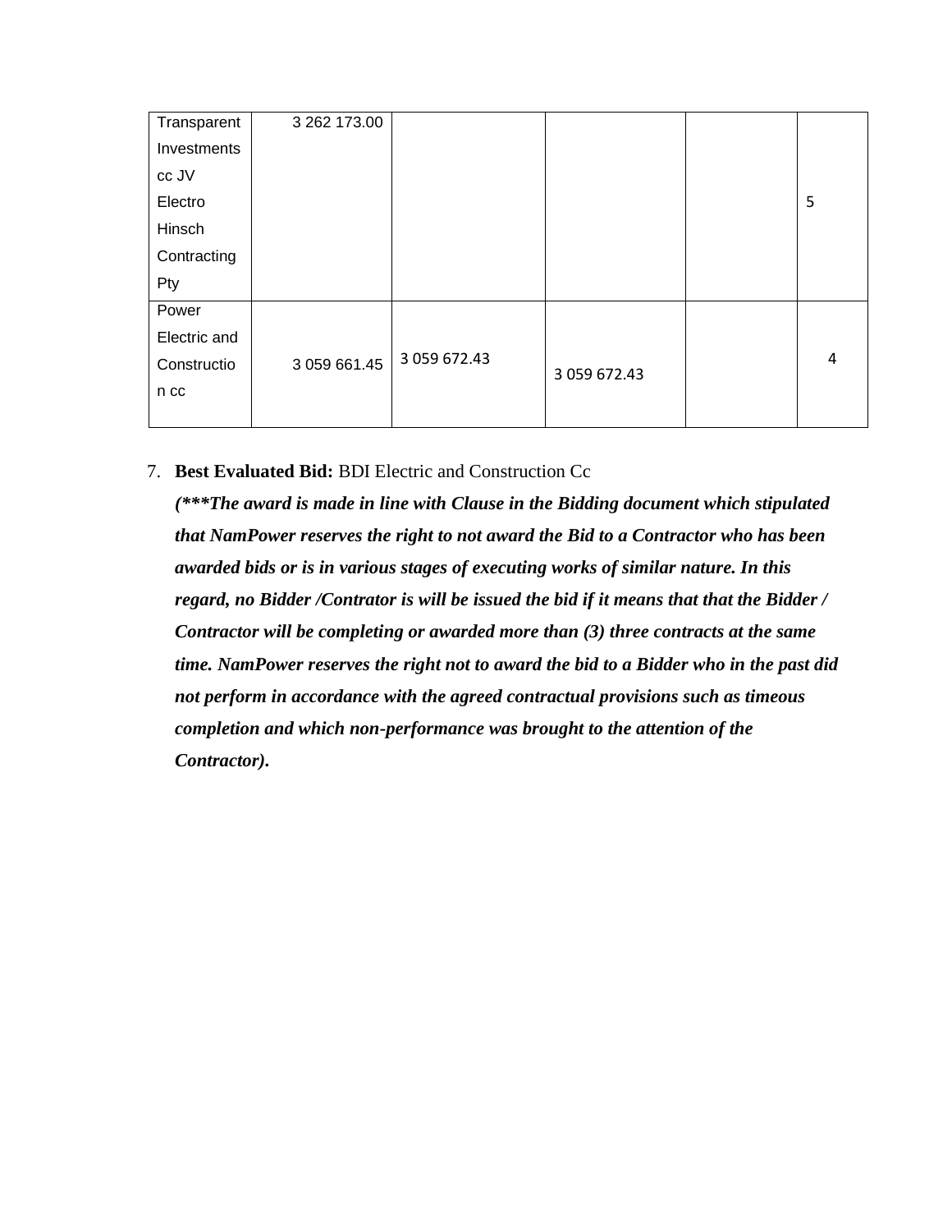| | | | | | |
|---|---|---|---|---|---|
| Transparent Investments cc JV Electro Hinsch Contracting Pty | 3 262 173.00 | | | | 5 |
| Power Electric and Construction cc | 3 059 661.45 | 3 059 672.43 | 3 059 672.43 | | 4 |

7. **Best Evaluated Bid:** BDI Electric and Construction Cc

   ***(\*\*\*The award is made in line with Clause in the Bidding document which stipulated that NamPower reserves the right to not award the Bid to a Contractor who has been awarded bids or is in various stages of executing works of similar nature. In this regard, no Bidder /Contrator is will be issued the bid if it means that that the Bidder / Contractor will be completing or awarded more than (3) three contracts at the same time. NamPower reserves the right not to award the bid to a Bidder who in the past did not perform in accordance with the agreed contractual provisions such as timeous completion and which non-performance was brought to the attention of the Contractor).***